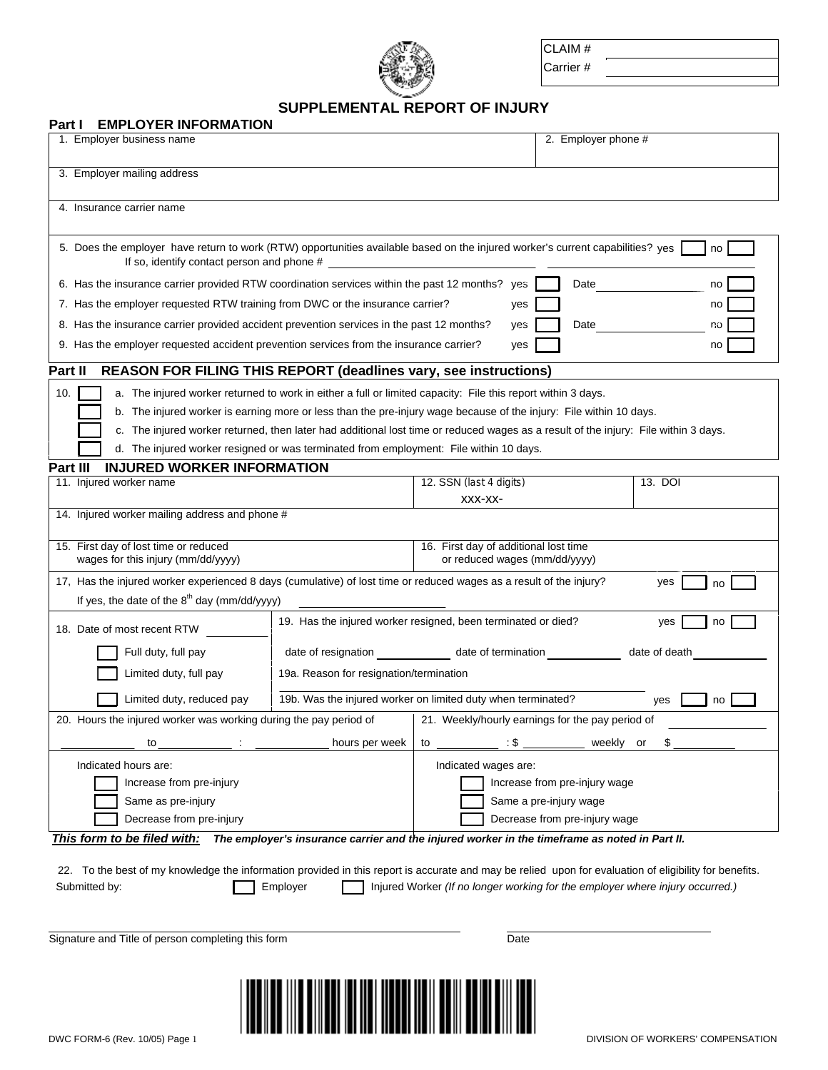CLAIM #

Carrier #

# SUPPLEMENTAL REPORT OF INJURY

## Part I EMPLOYER INFORMATION

| 1. Employer business name | 2. Employer phone # |
|---|---|
| 3. Employer mailing address | |
| 4. Insurance carrier name | |

5. Does the employer have return to work (RTW) opportunities available based on the injured worker's current capabilities? yes ☐ no ☐
If so, identify contact person and phone # ______________________

6. Has the insurance carrier provided RTW coordination services within the past 12 months? yes ☐ Date ____________ no ☐

7. Has the employer requested RTW training from DWC or the insurance carrier? yes ☐ no ☐

8. Has the insurance carrier provided accident prevention services in the past 12 months? yes ☐ Date ____________ no ☐

9. Has the employer requested accident prevention services from the insurance carrier? yes ☐ no ☐

## Part II REASON FOR FILING THIS REPORT (deadlines vary, see instructions)

10. ☐ a. The injured worker returned to work in either a full or limited capacity: File this report within 3 days.

☐ b. The injured worker is earning more or less than the pre-injury wage because of the injury: File within 10 days.

☐ c. The injured worker returned, then later had additional lost time or reduced wages as a result of the injury: File within 3 days.

☐ d. The injured worker resigned or was terminated from employment: File within 10 days.

## Part III INJURED WORKER INFORMATION

| 11. Injured worker name | 12. SSN (last 4 digits) XXX-XX- | 13. DOI |
|---|---|---|
| 14. Injured worker mailing address and phone # | | |
| 15. First day of lost time or reduced wages for this injury (mm/dd/yyyy) | 16. First day of additional lost time or reduced wages (mm/dd/yyyy) | |

17. Has the injured worker experienced 8 days (cumulative) of lost time or reduced wages as a result of the injury? yes ☐ no ☐
If yes, the date of the 8th day (mm/dd/yyyy) ____________________

18. Date of most recent RTW __________

☐ Full duty, full pay

☐ Limited duty, full pay

☐ Limited duty, reduced pay

19. Has the injured worker resigned, been terminated or died? yes ☐ no ☐

date of resignation __________ date of termination __________ date of death __________

19a. Reason for resignation/termination ______________________

19b. Was the injured worker on limited duty when terminated? yes ☐ no ☐

20. Hours the injured worker was working during the pay period of
__________ to __________ : __________ hours per week

Indicated hours are:

☐ Increase from pre-injury

☐ Same as pre-injury

☐ Decrease from pre-injury

21. Weekly/hourly earnings for the pay period of __________
to __________ : $ __________ weekly or $ __________

Indicated wages are:

☐ Increase from pre-injury wage

☐ Same a pre-injury wage

☐ Decrease from pre-injury wage

***This form to be filed with:*** ***The employer's insurance carrier and the injured worker in the timeframe as noted in Part II.***

22. To the best of my knowledge the information provided in this report is accurate and may be relied upon for evaluation of eligibility for benefits.

Submitted by: ☐ Employer ☐ Injured Worker *(If no longer working for the employer where injury occurred.)*

______________________________ ______________________
Signature and Title of person completing this form Date

DWC FORM-6 (Rev. 10/05) Page 1

DIVISION OF WORKERS' COMPENSATION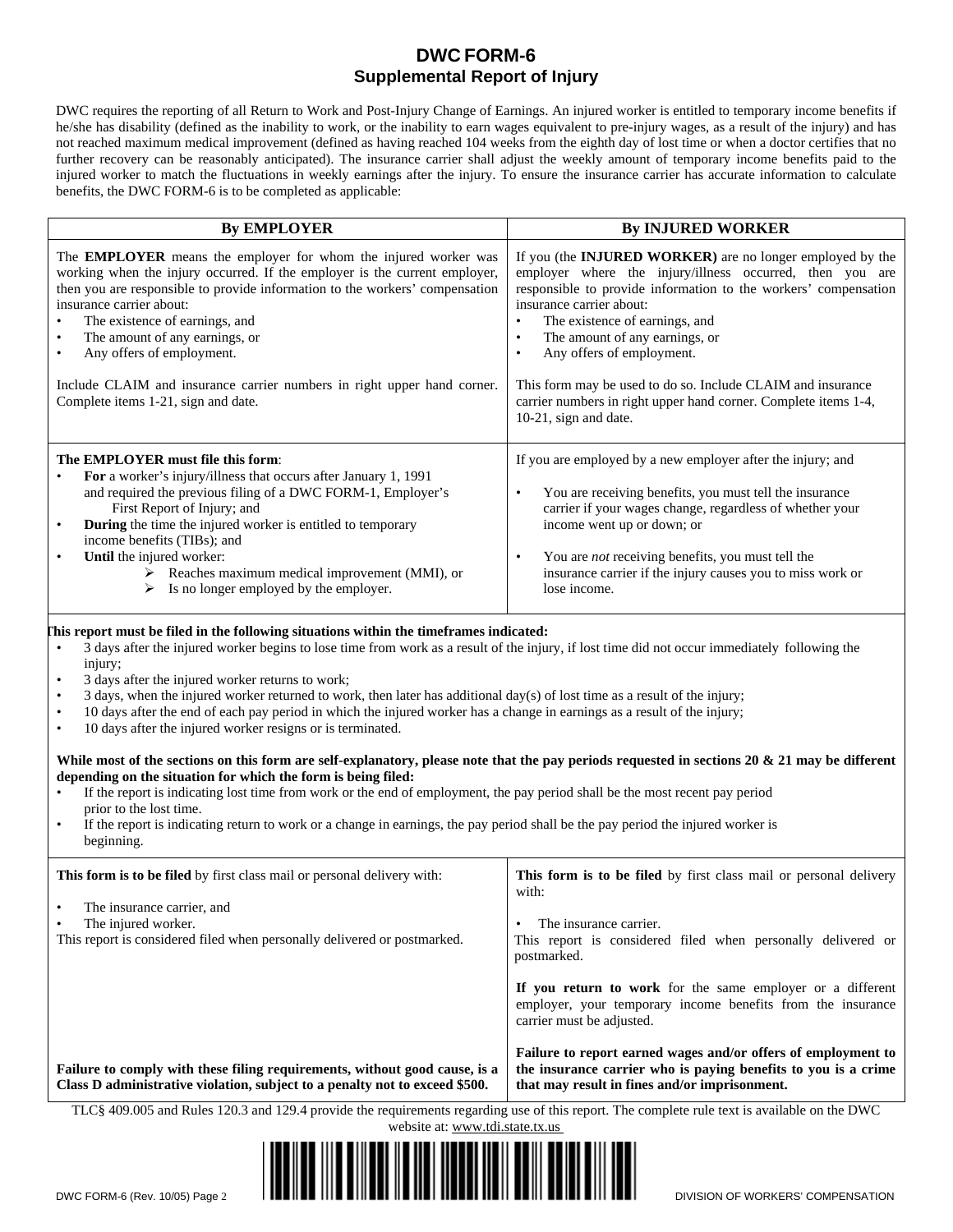# DWC FORM-6
## Supplemental Report of Injury

DWC requires the reporting of all Return to Work and Post-Injury Change of Earnings. An injured worker is entitled to temporary income benefits if he/she has disability (defined as the inability to work, or the inability to earn wages equivalent to pre-injury wages, as a result of the injury) and has not reached maximum medical improvement (defined as having reached 104 weeks from the eighth day of lost time or when a doctor certifies that no further recovery can be reasonably anticipated). The insurance carrier shall adjust the weekly amount of temporary income benefits paid to the injured worker to match the fluctuations in weekly earnings after the injury. To ensure the insurance carrier has accurate information to calculate benefits, the DWC FORM-6 is to be completed as applicable:

| By EMPLOYER | By INJURED WORKER |
|---|---|
| The **EMPLOYER** means the employer for whom the injured worker was working when the injury occurred. If the employer is the current employer, then you are responsible to provide information to the workers' compensation insurance carrier about:<br>• The existence of earnings, and<br>• The amount of any earnings, or<br>• Any offers of employment.<br><br>Include CLAIM and insurance carrier numbers in right upper hand corner. Complete items 1-21, sign and date. | If you (the **INJURED WORKER)** are no longer employed by the employer where the injury/illness occurred, then you are responsible to provide information to the workers' compensation insurance carrier about:<br>• The existence of earnings, and<br>• The amount of any earnings, or<br>• Any offers of employment.<br><br>This form may be used to do so. Include CLAIM and insurance carrier numbers in right upper hand corner. Complete items 1-4, 10-21, sign and date. |
| **The EMPLOYER must file this form**:<br>• **For** a worker's injury/illness that occurs after January 1, 1991 and required the previous filing of a DWC FORM-1, Employer's First Report of Injury; and<br>• **During** the time the injured worker is entitled to temporary income benefits (TIBs); and<br>• **Until** the injured worker:<br>  ➢ Reaches maximum medical improvement (MMI), or<br>  ➢ Is no longer employed by the employer. | If you are employed by a new employer after the injury; and<br><br>• You are receiving benefits, you must tell the insurance carrier if your wages change, regardless of whether your income went up or down; or<br><br>• You are *not* receiving benefits, you must tell the insurance carrier if the injury causes you to miss work or lose income. |

**This report must be filed in the following situations within the timeframes indicated:**

- 3 days after the injured worker begins to lose time from work as a result of the injury, if lost time did not occur immediately following the injury;
- 3 days after the injured worker returns to work;
- 3 days, when the injured worker returned to work, then later has additional day(s) of lost time as a result of the injury;
- 10 days after the end of each pay period in which the injured worker has a change in earnings as a result of the injury;
- 10 days after the injured worker resigns or is terminated.

**While most of the sections on this form are self-explanatory, please note that the pay periods requested in sections 20 & 21 may be different depending on the situation for which the form is being filed:**

- If the report is indicating lost time from work or the end of employment, the pay period shall be the most recent pay period prior to the lost time.
- If the report is indicating return to work or a change in earnings, the pay period shall be the pay period the injured worker is beginning.

| | |
|---|---|
| **This form is to be filed** by first class mail or personal delivery with:<br><br>• The insurance carrier, and<br>• The injured worker.<br>This report is considered filed when personally delivered or postmarked.<br><br>**Failure to comply with these filing requirements, without good cause, is a Class D administrative violation, subject to a penalty not to exceed $500.** | **This form is to be filed** by first class mail or personal delivery with:<br><br>• The insurance carrier.<br>This report is considered filed when personally delivered or postmarked.<br><br>**If you return to work** for the same employer or a different employer, your temporary income benefits from the insurance carrier must be adjusted.<br><br>**Failure to report earned wages and/or offers of employment to the insurance carrier who is paying benefits to you is a crime that may result in fines and/or imprisonment.** |

TLC§ 409.005 and Rules 120.3 and 129.4 provide the requirements regarding use of this report. The complete rule text is available on the DWC website at: www.tdi.state.tx.us

DWC FORM-6 (Rev. 10/05) Page 2

DIVISION OF WORKERS' COMPENSATION